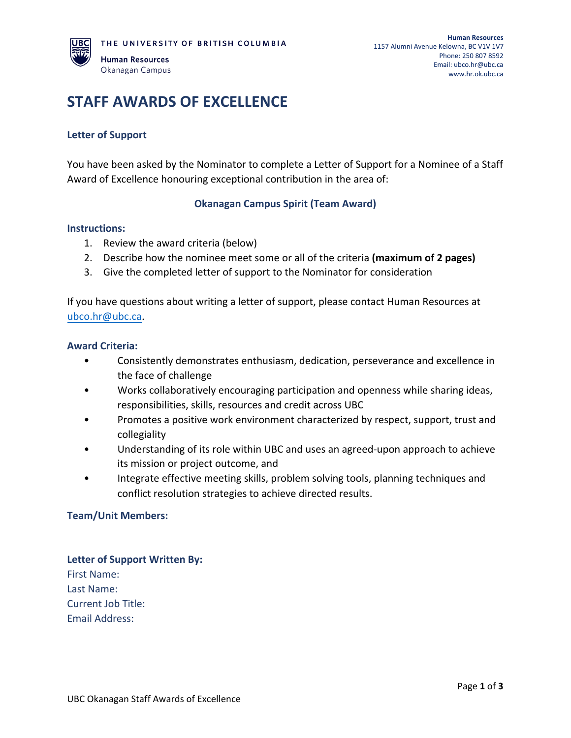THE UNIVERSITY OF BRITISH COLUMBIA

Human Resources
Okanagan Campus

**Human Resources**
1157 Alumni Avenue Kelowna, BC V1V 1V7
Phone: 250 807 8592
Email: ubco.hr@ubc.ca
www.hr.ok.ubc.ca

# STAFF AWARDS OF EXCELLENCE

### Letter of Support

You have been asked by the Nominator to complete a Letter of Support for a Nominee of a Staff Award of Excellence honouring exceptional contribution in the area of:

**Okanagan Campus Spirit (Team Award)**

### Instructions:

1. Review the award criteria (below)
2. Describe how the nominee meet some or all of the criteria **(maximum of 2 pages)**
3. Give the completed letter of support to the Nominator for consideration

If you have questions about writing a letter of support, please contact Human Resources at ubco.hr@ubc.ca.

### Award Criteria:

- Consistently demonstrates enthusiasm, dedication, perseverance and excellence in the face of challenge
- Works collaboratively encouraging participation and openness while sharing ideas, responsibilities, skills, resources and credit across UBC
- Promotes a positive work environment characterized by respect, support, trust and collegiality
- Understanding of its role within UBC and uses an agreed-upon approach to achieve its mission or project outcome, and
- Integrate effective meeting skills, problem solving tools, planning techniques and conflict resolution strategies to achieve directed results.

### Team/Unit Members:

### Letter of Support Written By:

First Name:
Last Name:
Current Job Title:
Email Address: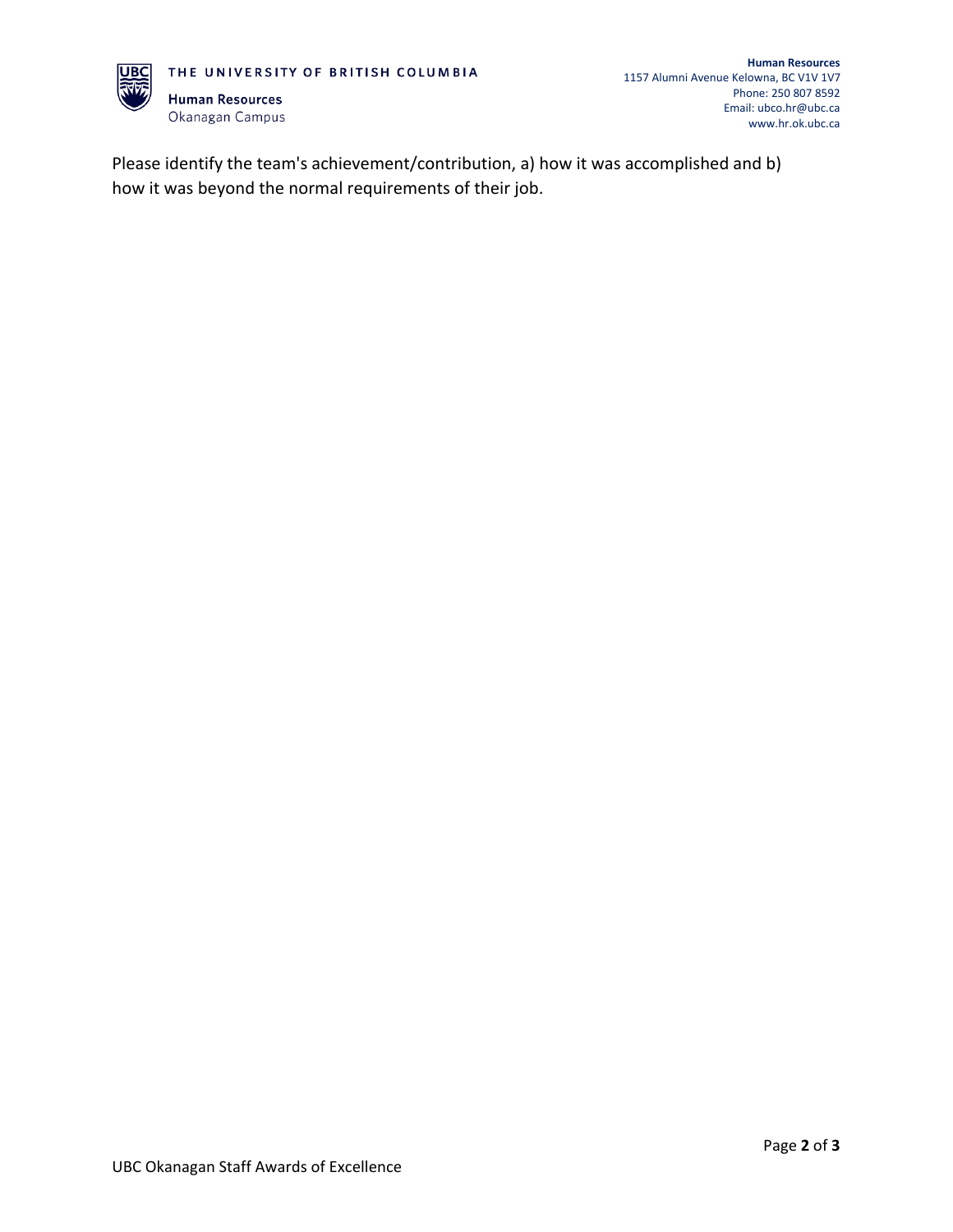Please identify the team's achievement/contribution, a) how it was accomplished and b) how it was beyond the normal requirements of their job.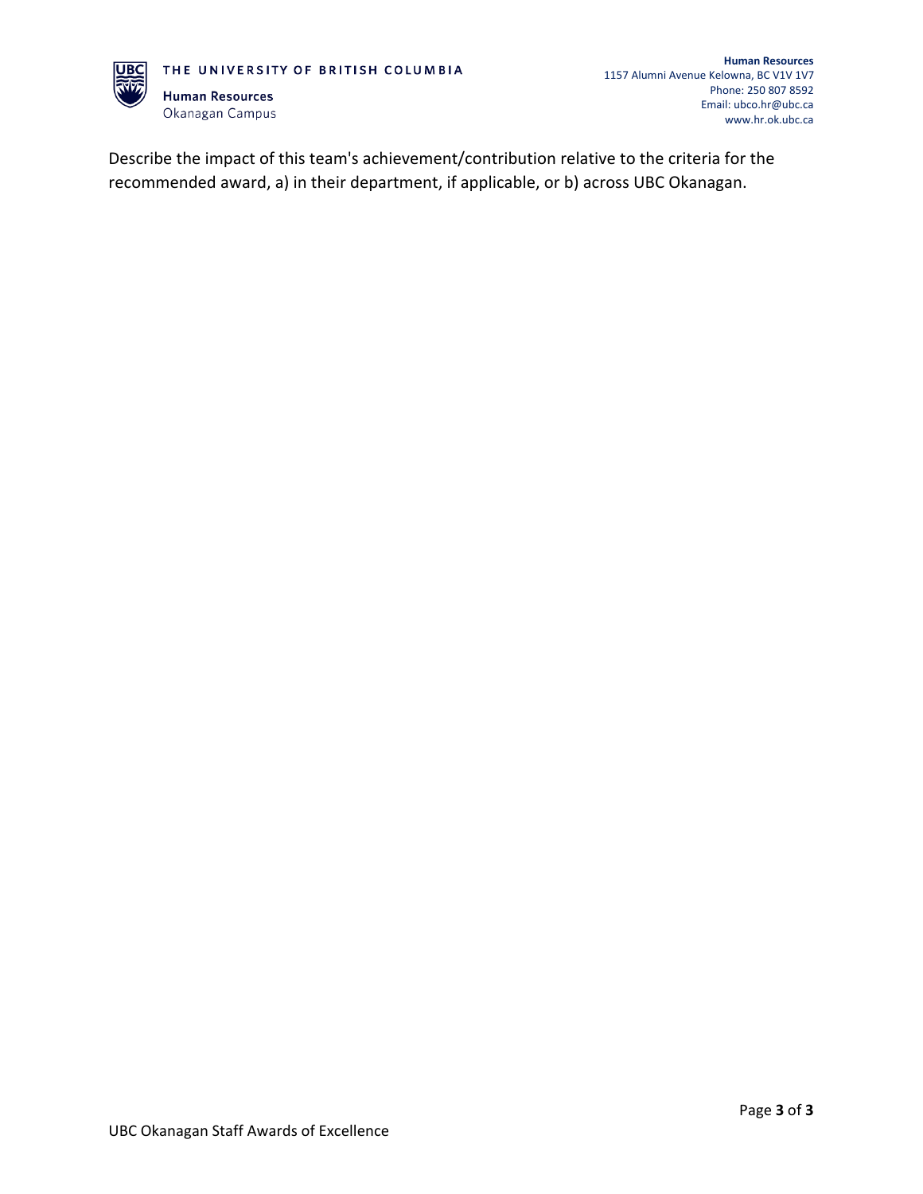Describe the impact of this team's achievement/contribution relative to the criteria for the recommended award, a) in their department, if applicable, or b) across UBC Okanagan.